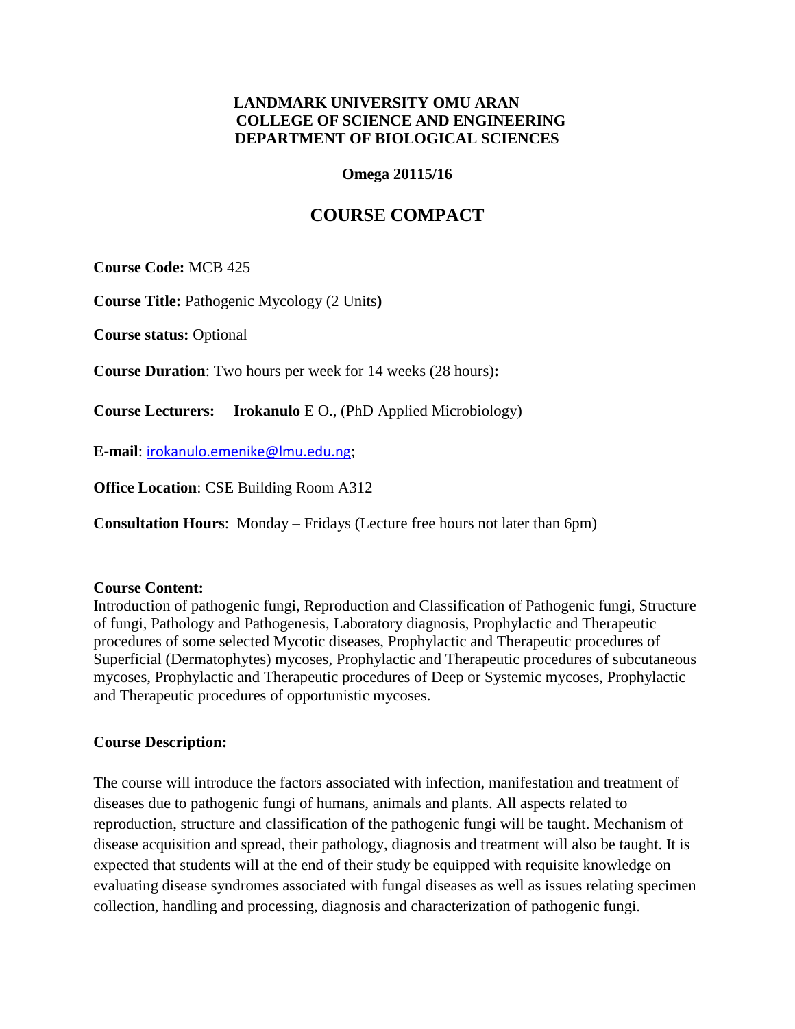**LANDMARK UNIVERSITY OMU ARAN**
**COLLEGE OF SCIENCE AND ENGINEERING**
**DEPARTMENT OF BIOLOGICAL SCIENCES**

**Omega 20115/16**

# COURSE COMPACT

**Course Code:** MCB 425

**Course Title:** Pathogenic Mycology (2 Units**)**

**Course status:** Optional

**Course Duration**: Two hours per week for 14 weeks (28 hours)**:**

**Course Lecturers:** **Irokanulo** E O., (PhD Applied Microbiology)

**E-mail**: irokanulo.emenike@lmu.edu.ng;

**Office Location**: CSE Building Room A312

**Consultation Hours**: Monday – Fridays (Lecture free hours not later than 6pm)

**Course Content:**
Introduction of pathogenic fungi, Reproduction and Classification of Pathogenic fungi, Structure of fungi, Pathology and Pathogenesis, Laboratory diagnosis, Prophylactic and Therapeutic procedures of some selected Mycotic diseases, Prophylactic and Therapeutic procedures of Superficial (Dermatophytes) mycoses, Prophylactic and Therapeutic procedures of subcutaneous mycoses, Prophylactic and Therapeutic procedures of Deep or Systemic mycoses, Prophylactic and Therapeutic procedures of opportunistic mycoses.

**Course Description:**

The course will introduce the factors associated with infection, manifestation and treatment of diseases due to pathogenic fungi of humans, animals and plants. All aspects related to reproduction, structure and classification of the pathogenic fungi will be taught. Mechanism of disease acquisition and spread, their pathology, diagnosis and treatment will also be taught. It is expected that students will at the end of their study be equipped with requisite knowledge on evaluating disease syndromes associated with fungal diseases as well as issues relating specimen collection, handling and processing, diagnosis and characterization of pathogenic fungi.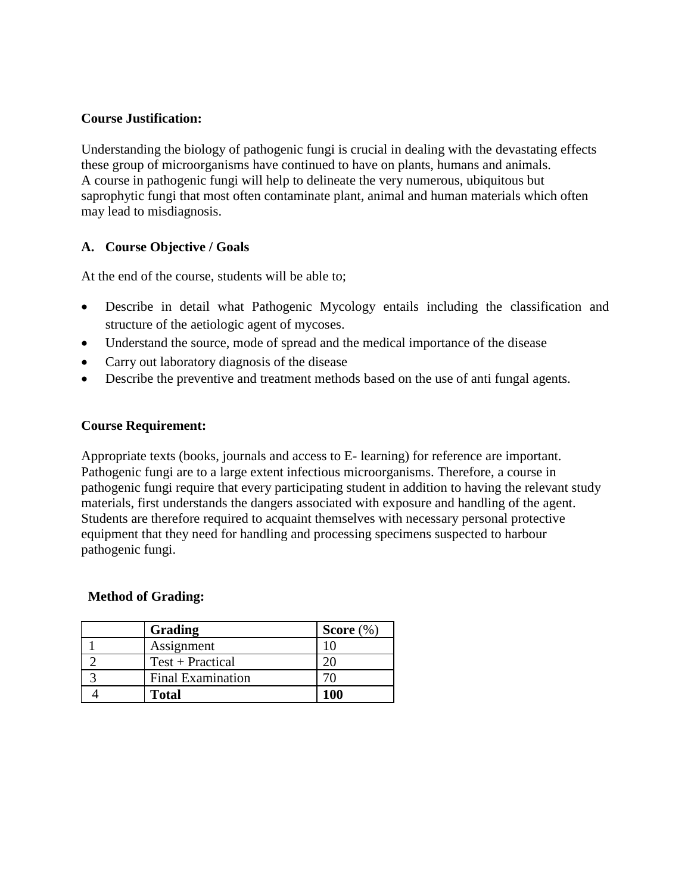**Course Justification:**

Understanding the biology of pathogenic fungi is crucial in dealing with the devastating effects these group of microorganisms have continued to have on plants, humans and animals.
A course in pathogenic fungi will help to delineate the very numerous, ubiquitous but saprophytic fungi that most often contaminate plant, animal and human materials which often may lead to misdiagnosis.

**A. Course Objective / Goals**

At the end of the course, students will be able to;

- Describe in detail what Pathogenic Mycology entails including the classification and structure of the aetiologic agent of mycoses.
- Understand the source, mode of spread and the medical importance of the disease
- Carry out laboratory diagnosis of the disease
- Describe the preventive and treatment methods based on the use of anti fungal agents.

**Course Requirement:**

Appropriate texts (books, journals and access to E- learning) for reference are important. Pathogenic fungi are to a large extent infectious microorganisms. Therefore, a course in pathogenic fungi require that every participating student in addition to having the relevant study materials, first understands the dangers associated with exposure and handling of the agent. Students are therefore required to acquaint themselves with necessary personal protective equipment that they need for handling and processing specimens suspected to harbour pathogenic fungi.

**Method of Grading:**

| | **Grading** | **Score** (%) |
|---|---|---|
| 1 | Assignment | 10 |
| 2 | Test + Practical | 20 |
| 3 | Final Examination | 70 |
| 4 | **Total** | **100** |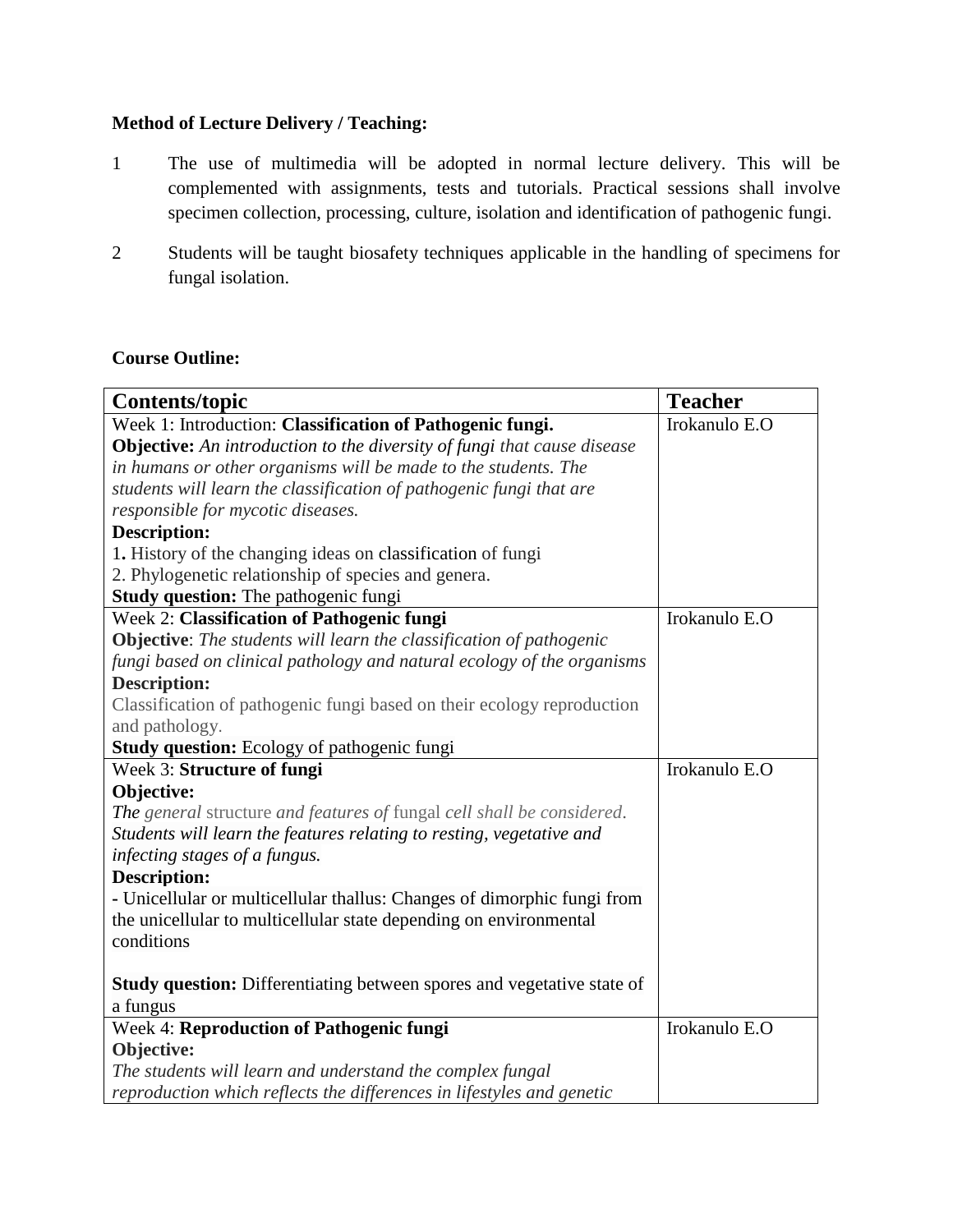**Method of Lecture Delivery / Teaching:**

1. The use of multimedia will be adopted in normal lecture delivery. This will be complemented with assignments, tests and tutorials. Practical sessions shall involve specimen collection, processing, culture, isolation and identification of pathogenic fungi.

2. Students will be taught biosafety techniques applicable in the handling of specimens for fungal isolation.

**Course Outline:**

| Contents/topic | Teacher |
|---|---|
| Week 1: Introduction: **Classification of Pathogenic fungi.**<br>**Objective:** *An introduction to the diversity of fungi that cause disease in humans or other organisms will be made to the students. The students will learn the classification of pathogenic fungi that are responsible for mycotic diseases.*<br>**Description:**<br>1. History of the changing ideas on classification of fungi<br>2. Phylogenetic relationship of species and genera.<br>**Study question:** The pathogenic fungi | Irokanulo E.O |
| Week 2: **Classification of Pathogenic fungi**<br>**Objective**: *The students will learn the classification of pathogenic fungi based on clinical pathology and natural ecology of the organisms*<br>**Description:**<br>Classification of pathogenic fungi based on their ecology reproduction and pathology.<br>**Study question:** Ecology of pathogenic fungi | Irokanulo E.O |
| Week 3: **Structure of fungi**<br>**Objective:**<br>*The general structure and features of fungal cell shall be considered. Students will learn the features relating to resting, vegetative and infecting stages of a fungus.*<br>**Description:**<br>- Unicellular or multicellular thallus: Changes of dimorphic fungi from the unicellular to multicellular state depending on environmental conditions<br><br>**Study question:** Differentiating between spores and vegetative state of a fungus | Irokanulo E.O |
| Week 4: **Reproduction of Pathogenic fungi**<br>**Objective:**<br>*The students will learn and understand the complex fungal reproduction which reflects the differences in lifestyles and genetic* | Irokanulo E.O |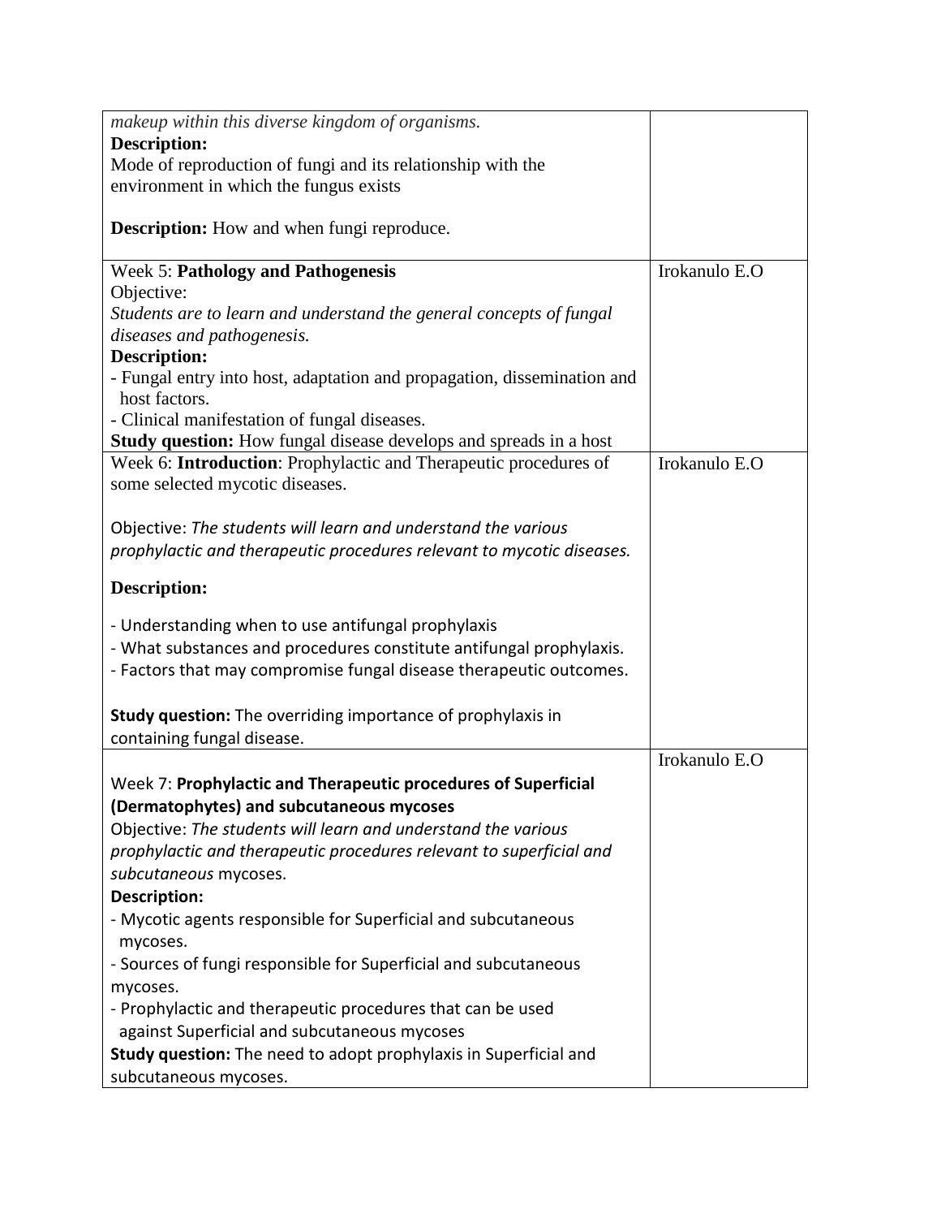| | |
|---|---|
| *makeup within this diverse kingdom of organisms.*<br>**Description:**<br>Mode of reproduction of fungi and its relationship with the environment in which the fungus exists<br><br>**Description:** How and when fungi reproduce. | |
| Week 5: **Pathology and Pathogenesis**<br>Objective:<br>*Students are to learn and understand the general concepts of fungal diseases and pathogenesis.*<br>**Description:**<br>- Fungal entry into host, adaptation and propagation, dissemination and host factors.<br>- Clinical manifestation of fungal diseases.<br>**Study question:** How fungal disease develops and spreads in a host | Irokanulo E.O |
| Week 6: **Introduction**: Prophylactic and Therapeutic procedures of some selected mycotic diseases.<br><br>Objective: *The students will learn and understand the various prophylactic and therapeutic procedures relevant to mycotic diseases.*<br><br>**Description:**<br><br>- Understanding when to use antifungal prophylaxis<br>- What substances and procedures constitute antifungal prophylaxis.<br>- Factors that may compromise fungal disease therapeutic outcomes.<br><br>**Study question:** The overriding importance of prophylaxis in containing fungal disease. | Irokanulo E.O |
| Week 7: **Prophylactic and Therapeutic procedures of Superficial (Dermatophytes) and subcutaneous mycoses**<br>Objective: *The students will learn and understand the various prophylactic and therapeutic procedures relevant to superficial and subcutaneous* mycoses.<br>**Description:**<br>- Mycotic agents responsible for Superficial and subcutaneous mycoses.<br>- Sources of fungi responsible for Superficial and subcutaneous mycoses.<br>- Prophylactic and therapeutic procedures that can be used against Superficial and subcutaneous mycoses<br>**Study question:** The need to adopt prophylaxis in Superficial and subcutaneous mycoses. | Irokanulo E.O |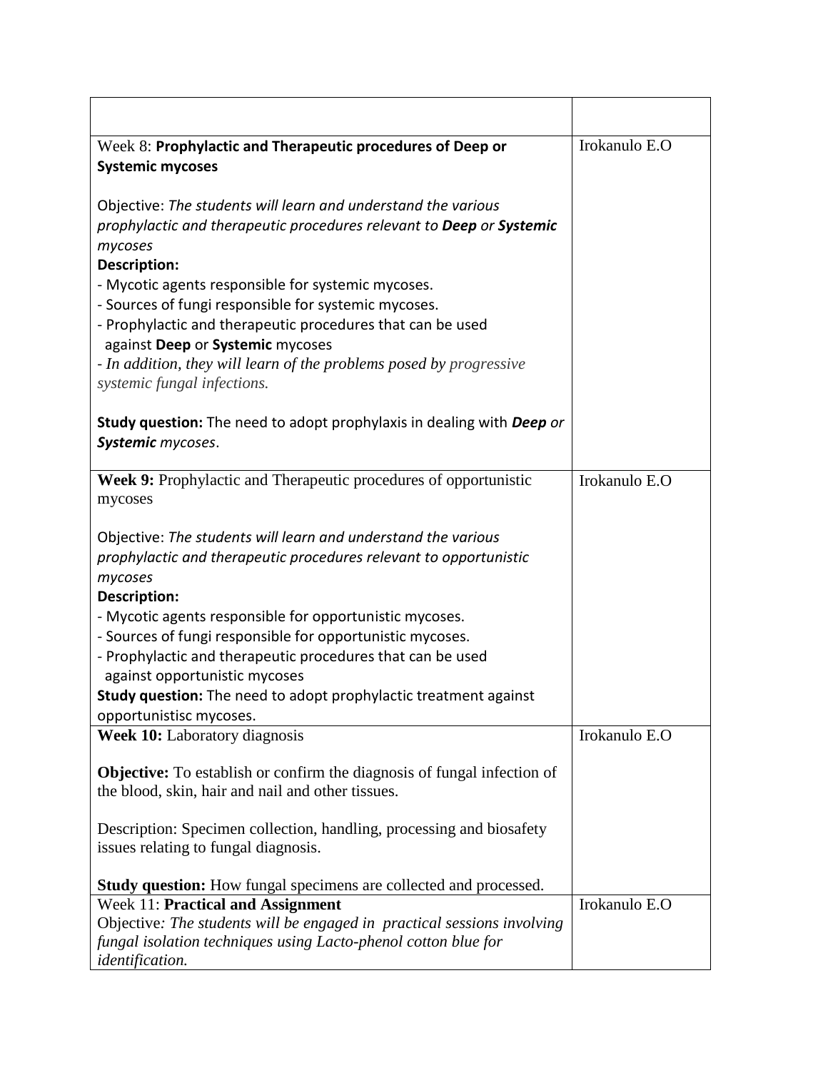| | |
|---|---|
| Week 8: **Prophylactic and Therapeutic procedures of Deep or Systemic mycoses**<br><br>Objective: *The students will learn and understand the various prophylactic and therapeutic procedures relevant to **Deep** or **Systemic** mycoses*<br>**Description:**<br>- Mycotic agents responsible for systemic mycoses.<br>- Sources of fungi responsible for systemic mycoses.<br>- Prophylactic and therapeutic procedures that can be used against **Deep** or **Systemic** mycoses<br>- *In addition, they will learn of the problems posed by progressive systemic fungal infections.*<br><br>**Study question:** The need to adopt prophylaxis in dealing with ***Deep** or **Systemic** mycoses*. | Irokanulo E.O |
| **Week 9:** Prophylactic and Therapeutic procedures of opportunistic mycoses<br><br>Objective: *The students will learn and understand the various prophylactic and therapeutic procedures relevant to opportunistic mycoses*<br>**Description:**<br>- Mycotic agents responsible for opportunistic mycoses.<br>- Sources of fungi responsible for opportunistic mycoses.<br>- Prophylactic and therapeutic procedures that can be used against opportunistic mycoses<br>**Study question:** The need to adopt prophylactic treatment against opportunistisc mycoses. | Irokanulo E.O |
| **Week 10:** Laboratory diagnosis<br><br>**Objective:** To establish or confirm the diagnosis of fungal infection of the blood, skin, hair and nail and other tissues.<br><br>Description: Specimen collection, handling, processing and biosafety issues relating to fungal diagnosis.<br><br>**Study question:** How fungal specimens are collected and processed. | Irokanulo E.O |
| Week 11: **Practical and Assignment**<br>Objective*: The students will be engaged in practical sessions involving fungal isolation techniques using Lacto-phenol cotton blue for identification.* | Irokanulo E.O |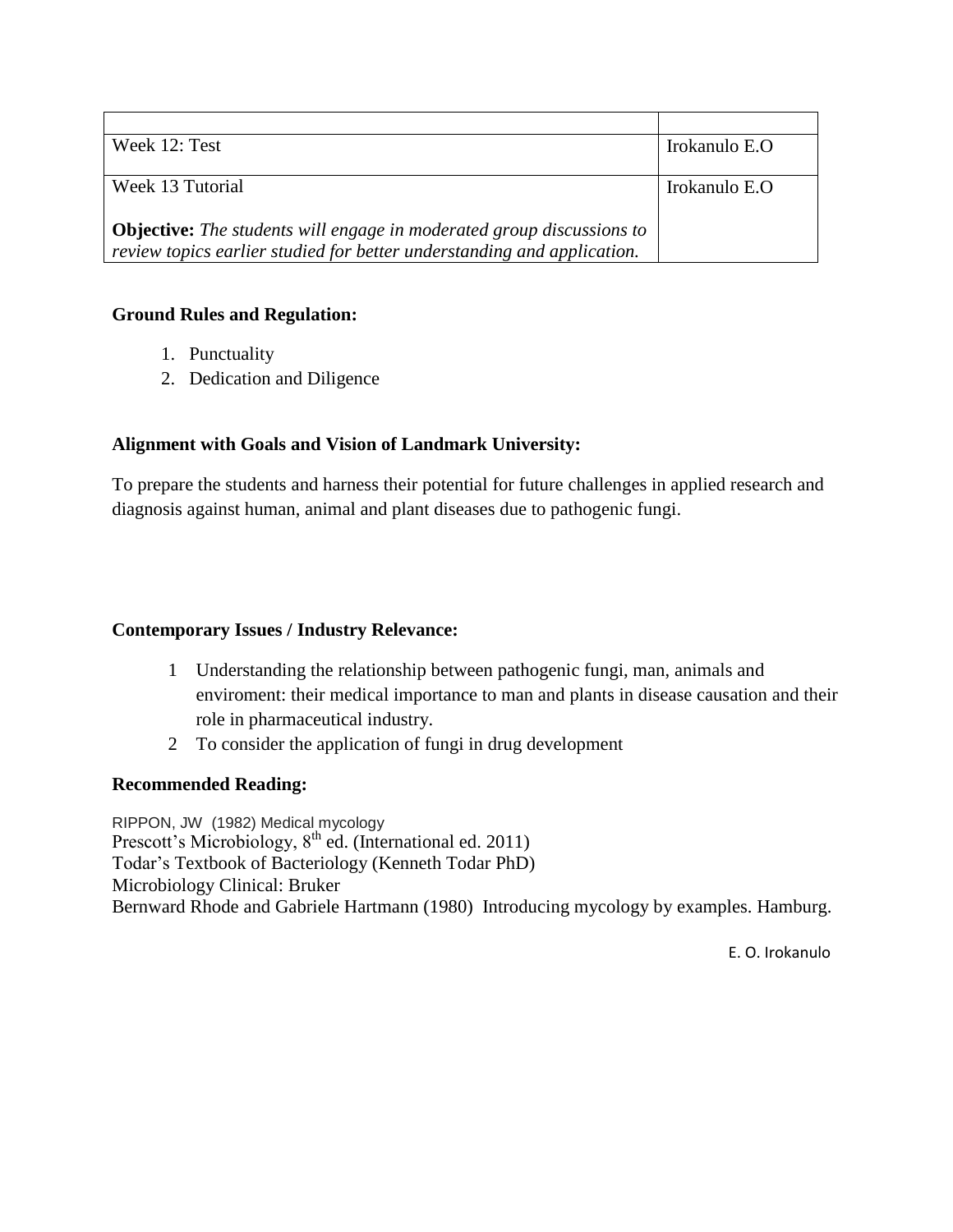| | |
|---|---|
| Week 12: Test | Irokanulo E.O |
| Week 13 Tutorial<br><br>**Objective:** *The students will engage in moderated group discussions to review topics earlier studied for better understanding and application.* | Irokanulo E.O |

**Ground Rules and Regulation:**

1. Punctuality
2. Dedication and Diligence

**Alignment with Goals and Vision of Landmark University:**

To prepare the students and harness their potential for future challenges in applied research and diagnosis against human, animal and plant diseases due to pathogenic fungi.

**Contemporary Issues / Industry Relevance:**

1 Understanding the relationship between pathogenic fungi, man, animals and enviroment: their medical importance to man and plants in disease causation and their role in pharmaceutical industry.

2 To consider the application of fungi in drug development

**Recommended Reading:**

RIPPON, JW (1982) Medical mycology
Prescott's Microbiology, 8th ed. (International ed. 2011)
Todar's Textbook of Bacteriology (Kenneth Todar PhD)
Microbiology Clinical: Bruker
Bernward Rhode and Gabriele Hartmann (1980) Introducing mycology by examples. Hamburg.

E. O. Irokanulo